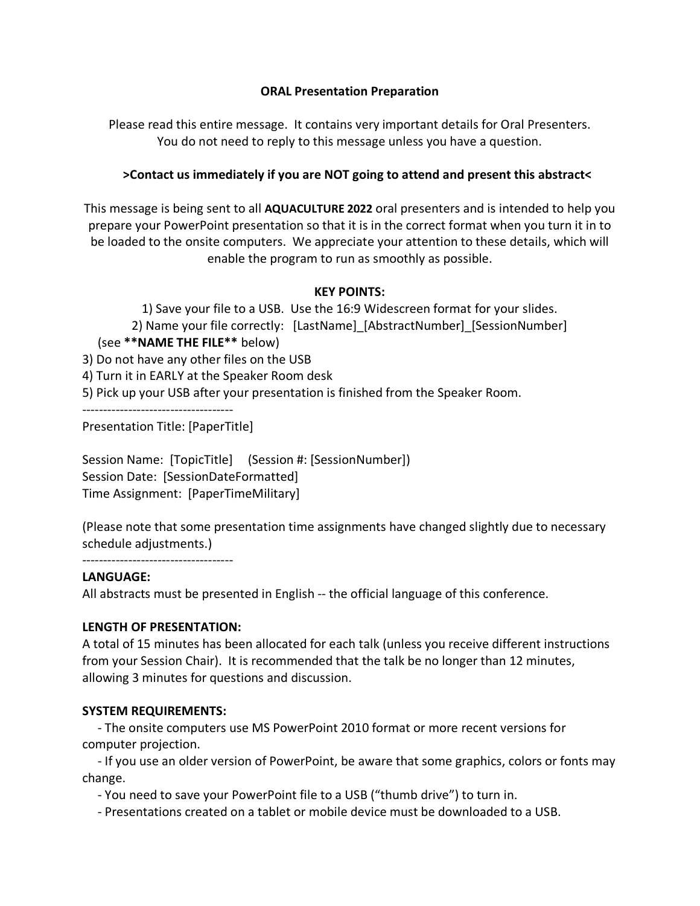**ORAL Presentation Preparation**

Please read this entire message. It contains very important details for Oral Presenters.
You do not need to reply to this message unless you have a question.

**>Contact us immediately if you are NOT going to attend and present this abstract<**

This message is being sent to all **AQUACULTURE 2022** oral presenters and is intended to help you prepare your PowerPoint presentation so that it is in the correct format when you turn it in to be loaded to the onsite computers. We appreciate your attention to these details, which will enable the program to run as smoothly as possible.

**KEY POINTS:**

1) Save your file to a USB. Use the 16:9 Widescreen format for your slides.
2) Name your file correctly: [LastName]_[AbstractNumber]_[SessionNumber] (see ****NAME THE FILE**** below)
3) Do not have any other files on the USB
4) Turn it in EARLY at the Speaker Room desk
5) Pick up your USB after your presentation is finished from the Speaker Room.

------------------------------------

Presentation Title: [PaperTitle]

Session Name: [TopicTitle] (Session #: [SessionNumber])
Session Date: [SessionDateFormatted]
Time Assignment: [PaperTimeMilitary]

(Please note that some presentation time assignments have changed slightly due to necessary schedule adjustments.)

------------------------------------

**LANGUAGE:**
All abstracts must be presented in English -- the official language of this conference.

**LENGTH OF PRESENTATION:**
A total of 15 minutes has been allocated for each talk (unless you receive different instructions from your Session Chair). It is recommended that the talk be no longer than 12 minutes, allowing 3 minutes for questions and discussion.

**SYSTEM REQUIREMENTS:**

- The onsite computers use MS PowerPoint 2010 format or more recent versions for computer projection.
- If you use an older version of PowerPoint, be aware that some graphics, colors or fonts may change.
- You need to save your PowerPoint file to a USB ("thumb drive") to turn in.
- Presentations created on a tablet or mobile device must be downloaded to a USB.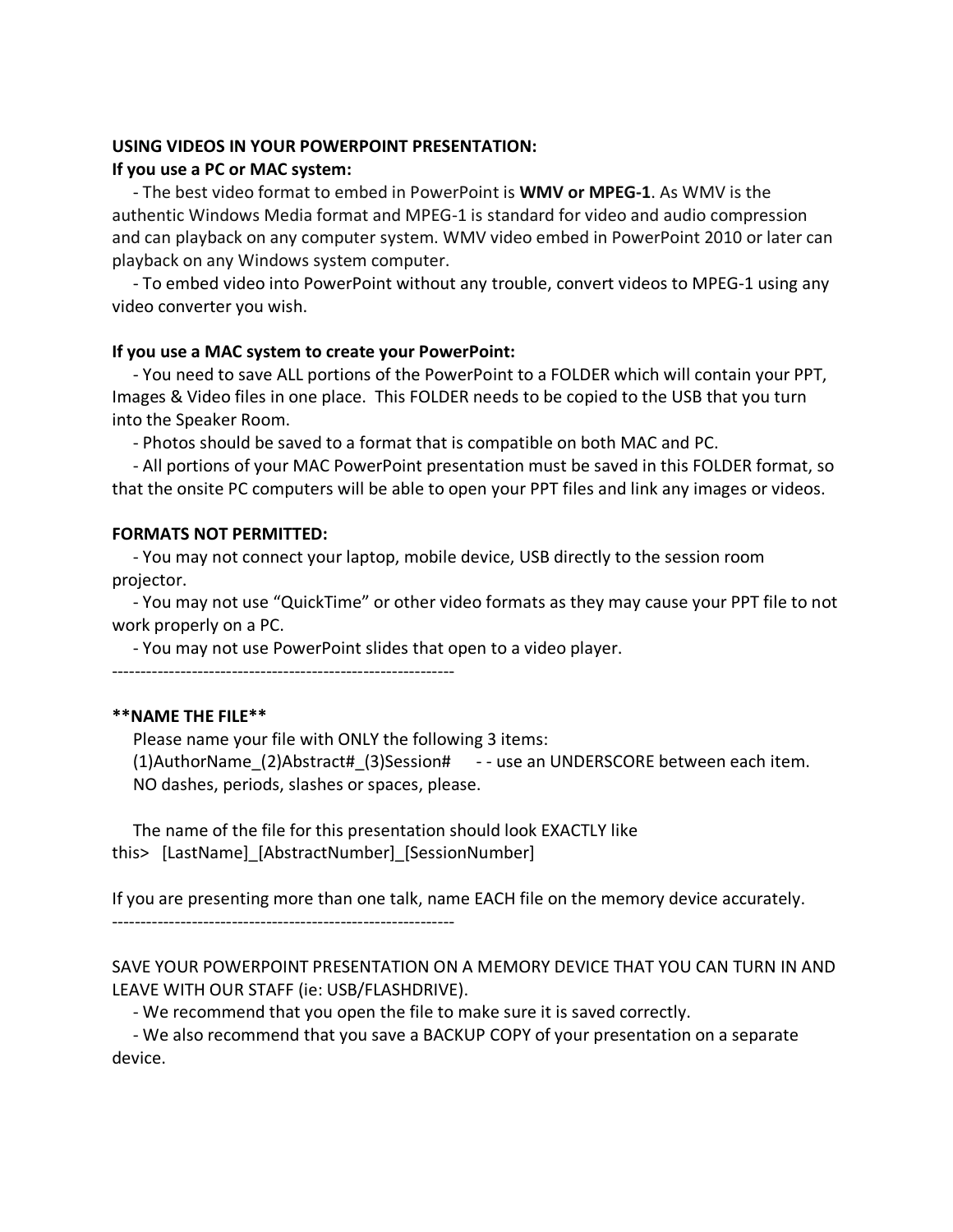**USING VIDEOS IN YOUR POWERPOINT PRESENTATION:**

**If you use a PC or MAC system:**

- The best video format to embed in PowerPoint is **WMV or MPEG-1**. As WMV is the authentic Windows Media format and MPEG-1 is standard for video and audio compression and can playback on any computer system. WMV video embed in PowerPoint 2010 or later can playback on any Windows system computer.
- To embed video into PowerPoint without any trouble, convert videos to MPEG-1 using any video converter you wish.

**If you use a MAC system to create your PowerPoint:**

- You need to save ALL portions of the PowerPoint to a FOLDER which will contain your PPT, Images & Video files in one place. This FOLDER needs to be copied to the USB that you turn into the Speaker Room.
- Photos should be saved to a format that is compatible on both MAC and PC.
- All portions of your MAC PowerPoint presentation must be saved in this FOLDER format, so that the onsite PC computers will be able to open your PPT files and link any images or videos.

**FORMATS NOT PERMITTED:**

- You may not connect your laptop, mobile device, USB directly to the session room projector.
- You may not use "QuickTime" or other video formats as they may cause your PPT file to not work properly on a PC.
- You may not use PowerPoint slides that open to a video player.

------------------------------------------------------------

****NAME THE FILE****

Please name your file with ONLY the following 3 items:
(1)AuthorName_(2)Abstract#_(3)Session# - - use an UNDERSCORE between each item.
NO dashes, periods, slashes or spaces, please.

The name of the file for this presentation should look EXACTLY like this> [LastName]_[AbstractNumber]_[SessionNumber]

If you are presenting more than one talk, name EACH file on the memory device accurately.

------------------------------------------------------------

SAVE YOUR POWERPOINT PRESENTATION ON A MEMORY DEVICE THAT YOU CAN TURN IN AND LEAVE WITH OUR STAFF (ie: USB/FLASHDRIVE).

- We recommend that you open the file to make sure it is saved correctly.
- We also recommend that you save a BACKUP COPY of your presentation on a separate device.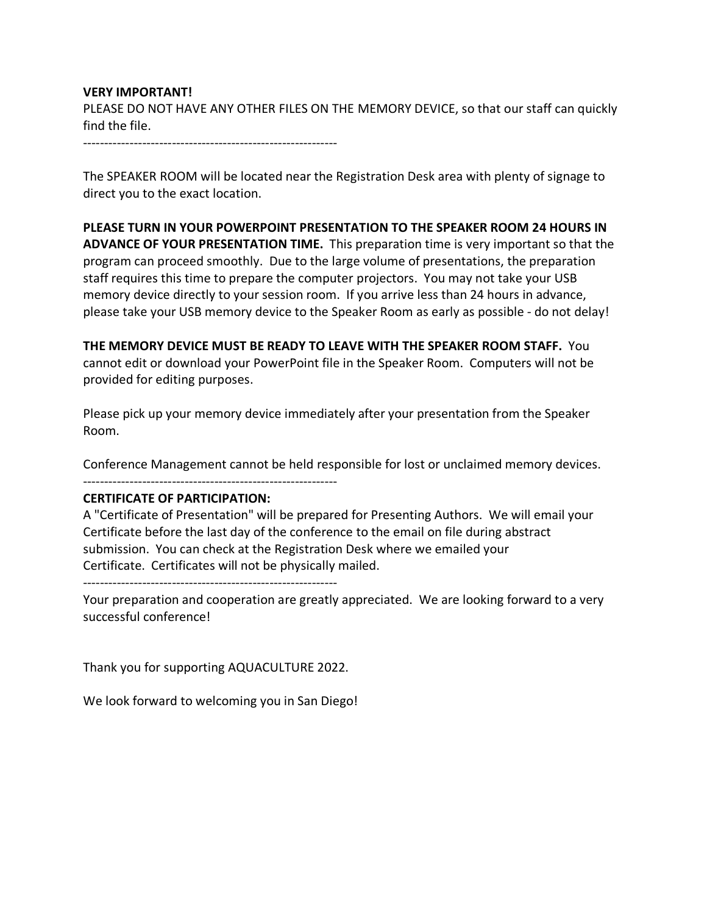**VERY IMPORTANT!**
PLEASE DO NOT HAVE ANY OTHER FILES ON THE MEMORY DEVICE, so that our staff can quickly find the file.

------------------------------------------------------------

The SPEAKER ROOM will be located near the Registration Desk area with plenty of signage to direct you to the exact location.

**PLEASE TURN IN YOUR POWERPOINT PRESENTATION TO THE SPEAKER ROOM 24 HOURS IN ADVANCE OF YOUR PRESENTATION TIME.** This preparation time is very important so that the program can proceed smoothly. Due to the large volume of presentations, the preparation staff requires this time to prepare the computer projectors. You may not take your USB memory device directly to your session room. If you arrive less than 24 hours in advance, please take your USB memory device to the Speaker Room as early as possible - do not delay!

**THE MEMORY DEVICE MUST BE READY TO LEAVE WITH THE SPEAKER ROOM STAFF.** You cannot edit or download your PowerPoint file in the Speaker Room. Computers will not be provided for editing purposes.

Please pick up your memory device immediately after your presentation from the Speaker Room.

Conference Management cannot be held responsible for lost or unclaimed memory devices.

------------------------------------------------------------

**CERTIFICATE OF PARTICIPATION:**
A "Certificate of Presentation" will be prepared for Presenting Authors. We will email your Certificate before the last day of the conference to the email on file during abstract submission. You can check at the Registration Desk where we emailed your Certificate. Certificates will not be physically mailed.

------------------------------------------------------------

Your preparation and cooperation are greatly appreciated. We are looking forward to a very successful conference!

Thank you for supporting AQUACULTURE 2022.

We look forward to welcoming you in San Diego!